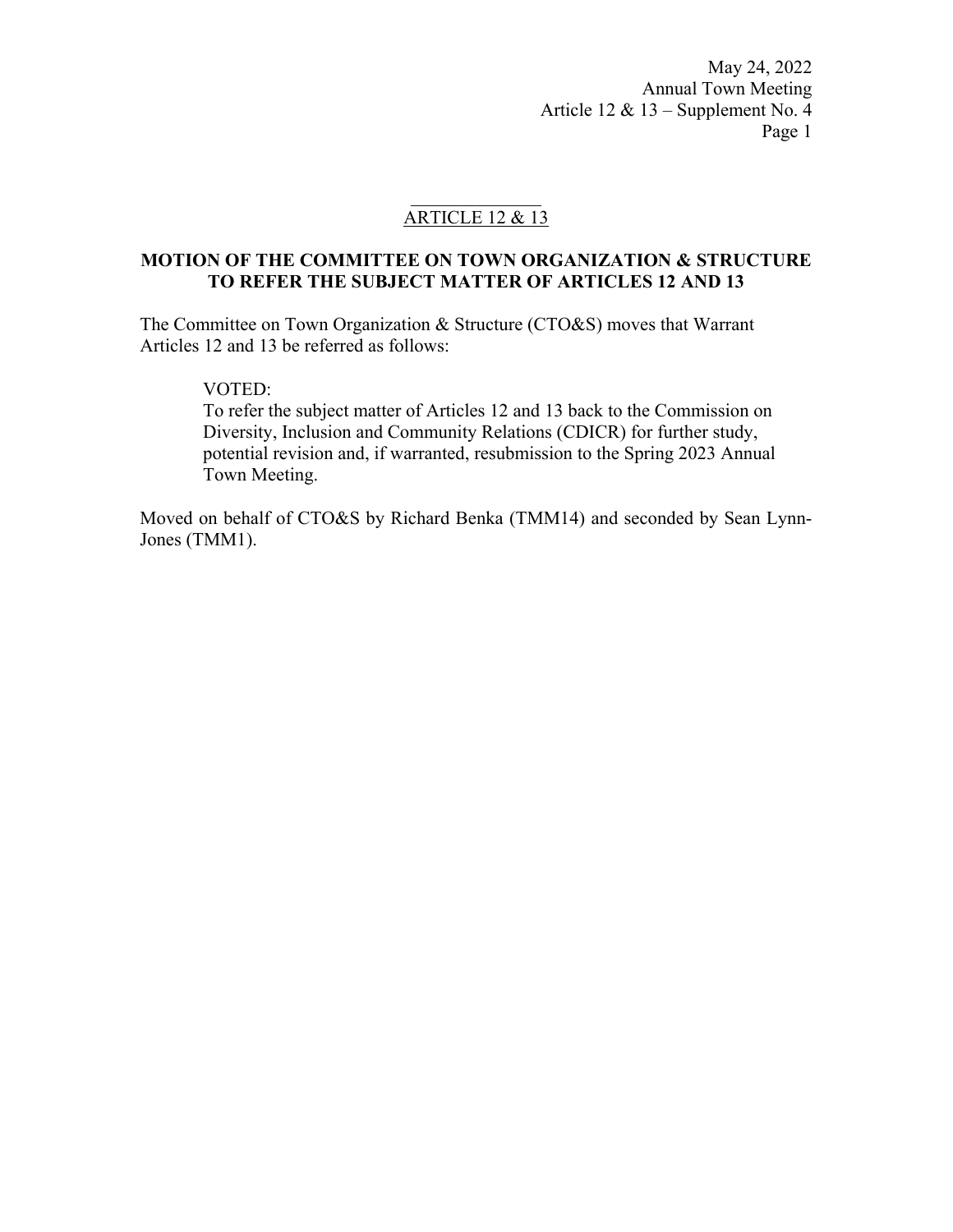May 24, 2022
Annual Town Meeting
Article 12 & 13 – Supplement No. 4

## ARTICLE 12 & 13

**MOTION OF THE COMMITTEE ON TOWN ORGANIZATION & STRUCTURE TO REFER THE SUBJECT MATTER OF ARTICLES 12 AND 13**

The Committee on Town Organization & Structure (CTO&S) moves that Warrant Articles 12 and 13 be referred as follows:

> VOTED:
> To refer the subject matter of Articles 12 and 13 back to the Commission on Diversity, Inclusion and Community Relations (CDICR) for further study, potential revision and, if warranted, resubmission to the Spring 2023 Annual Town Meeting.

Moved on behalf of CTO&S by Richard Benka (TMM14) and seconded by Sean Lynn-Jones (TMM1).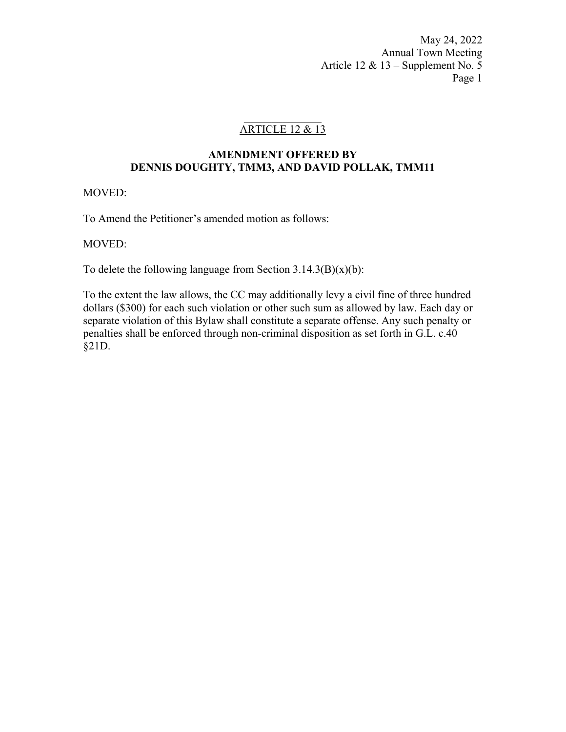## ARTICLE 12 & 13

**AMENDMENT OFFERED BY DENNIS DOUGHTY, TMM3, AND DAVID POLLAK, TMM11**

MOVED:

To Amend the Petitioner's amended motion as follows:

MOVED:

To delete the following language from Section 3.14.3(B)(x)(b):

To the extent the law allows, the CC may additionally levy a civil fine of three hundred dollars ($300) for each such violation or other such sum as allowed by law. Each day or separate violation of this Bylaw shall constitute a separate offense. Any such penalty or penalties shall be enforced through non-criminal disposition as set forth in G.L. c.40 §21D.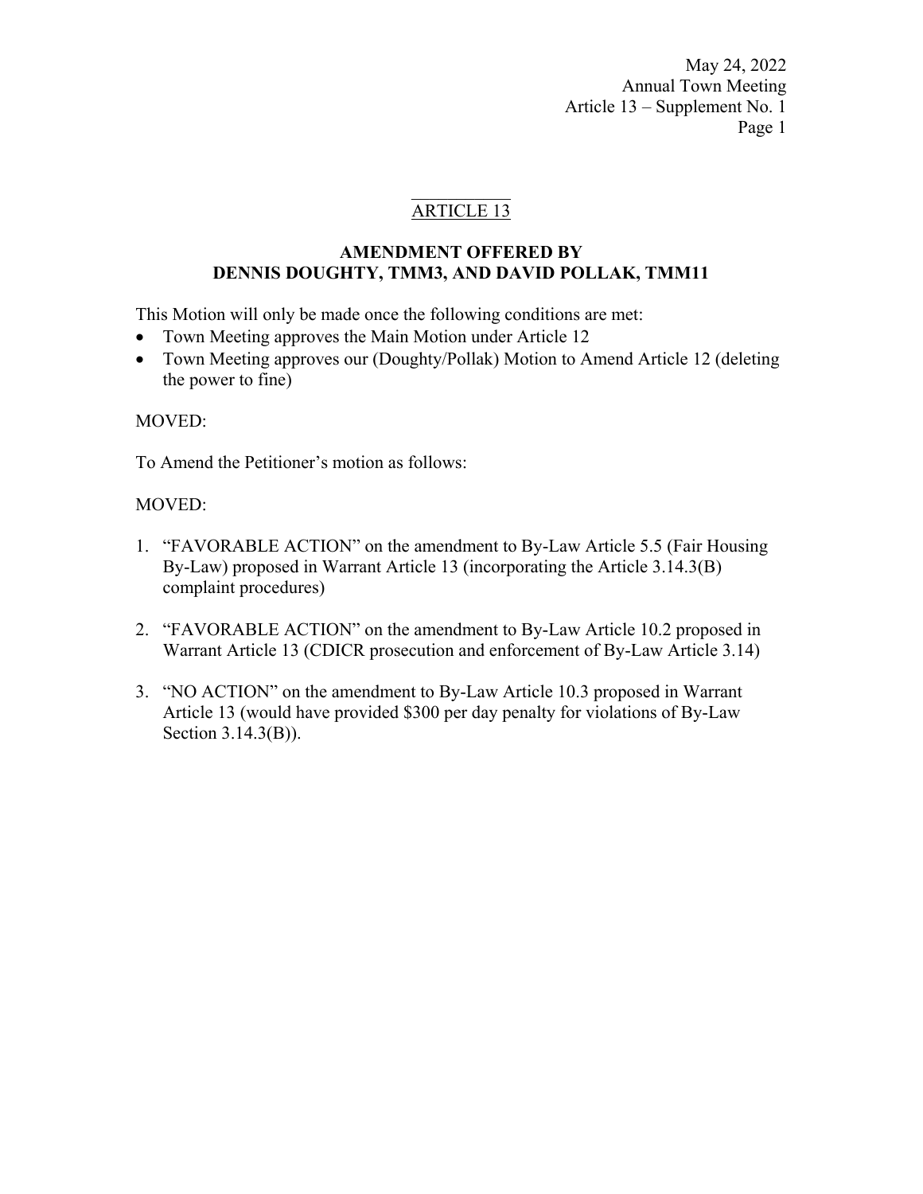## ARTICLE 13

### AMENDMENT OFFERED BY DENNIS DOUGHTY, TMM3, AND DAVID POLLAK, TMM11

This Motion will only be made once the following conditions are met:

- Town Meeting approves the Main Motion under Article 12
- Town Meeting approves our (Doughty/Pollak) Motion to Amend Article 12 (deleting the power to fine)

MOVED:

To Amend the Petitioner's motion as follows:

MOVED:

1. "FAVORABLE ACTION" on the amendment to By-Law Article 5.5 (Fair Housing By-Law) proposed in Warrant Article 13 (incorporating the Article 3.14.3(B) complaint procedures)

2. "FAVORABLE ACTION" on the amendment to By-Law Article 10.2 proposed in Warrant Article 13 (CDICR prosecution and enforcement of By-Law Article 3.14)

3. "NO ACTION" on the amendment to By-Law Article 10.3 proposed in Warrant Article 13 (would have provided $300 per day penalty for violations of By-Law Section 3.14.3(B)).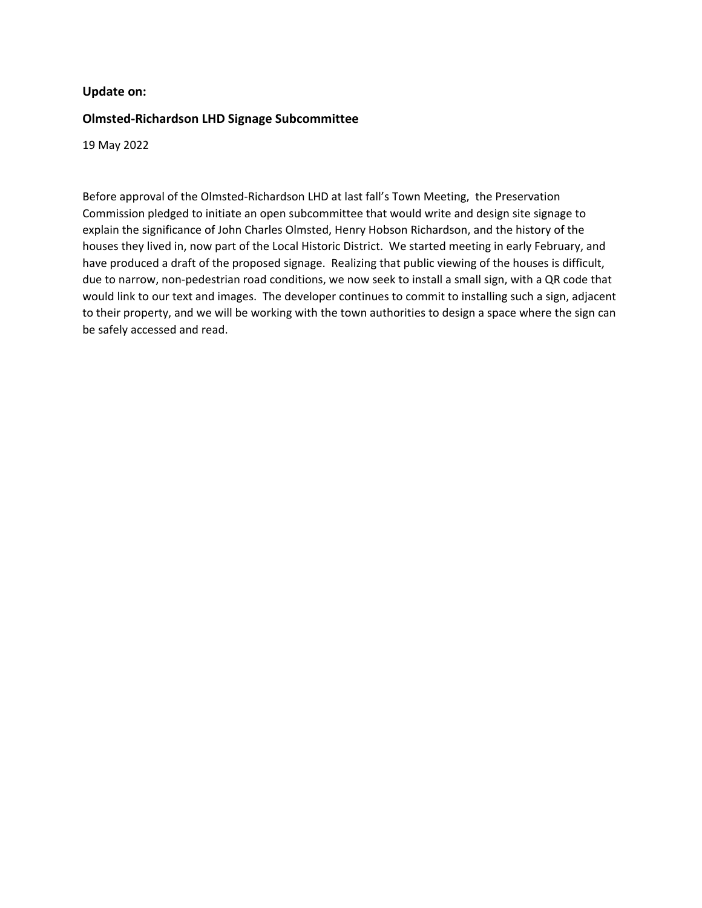**Update on:**

**Olmsted-Richardson LHD Signage Subcommittee**

19 May 2022

Before approval of the Olmsted-Richardson LHD at last fall's Town Meeting, the Preservation Commission pledged to initiate an open subcommittee that would write and design site signage to explain the significance of John Charles Olmsted, Henry Hobson Richardson, and the history of the houses they lived in, now part of the Local Historic District. We started meeting in early February, and have produced a draft of the proposed signage. Realizing that public viewing of the houses is difficult, due to narrow, non-pedestrian road conditions, we now seek to install a small sign, with a QR code that would link to our text and images. The developer continues to commit to installing such a sign, adjacent to their property, and we will be working with the town authorities to design a space where the sign can be safely accessed and read.